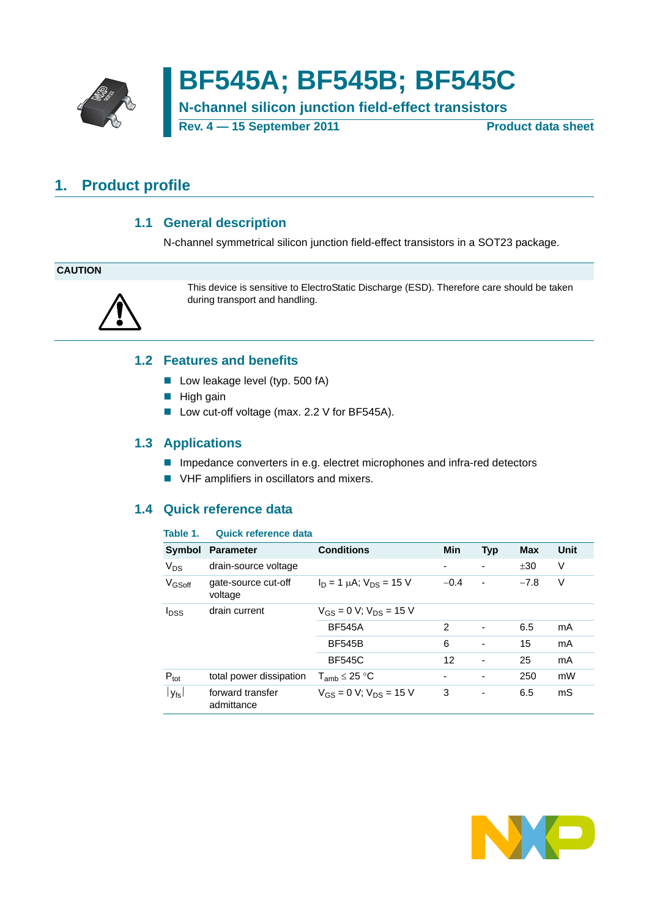# BF545A; BF545B; BF545C

**N-channel silicon junction field-effect transistors**

**Rev. 4 — 15 September 2011** **Product data sheet**

## 1. Product profile

### 1.1 General description

N-channel symmetrical silicon junction field-effect transistors in a SOT23 package.

**CAUTION**

This device is sensitive to ElectroStatic Discharge (ESD). Therefore care should be taken during transport and handling.

### 1.2 Features and benefits

- Low leakage level (typ. 500 fA)
- High gain
- Low cut-off voltage (max. 2.2 V for BF545A).

### 1.3 Applications

- Impedance converters in e.g. electret microphones and infra-red detectors
- VHF amplifiers in oscillators and mixers.

### 1.4 Quick reference data

**Table 1. Quick reference data**

| Symbol | Parameter | Conditions | Min | Typ | Max | Unit |
|---|---|---|---|---|---|---|
| $V_{DS}$ | drain-source voltage | | - | - | ±30 | V |
| $V_{GSoff}$ | gate-source cut-off voltage | $I_D$ = 1 μA; $V_{DS}$ = 15 V | −0.4 | - | −7.8 | V |
| $I_{DSS}$ | drain current | $V_{GS}$ = 0 V; $V_{DS}$ = 15 V | | | | |
| | | BF545A | 2 | - | 6.5 | mA |
| | | BF545B | 6 | - | 15 | mA |
| | | BF545C | 12 | - | 25 | mA |
| $P_{tot}$ | total power dissipation | $T_{amb}$ ≤ 25 °C | - | - | 250 | mW |
| $\|y_{fs}\|$ | forward transfer admittance | $V_{GS}$ = 0 V; $V_{DS}$ = 15 V | 3 | - | 6.5 | mS |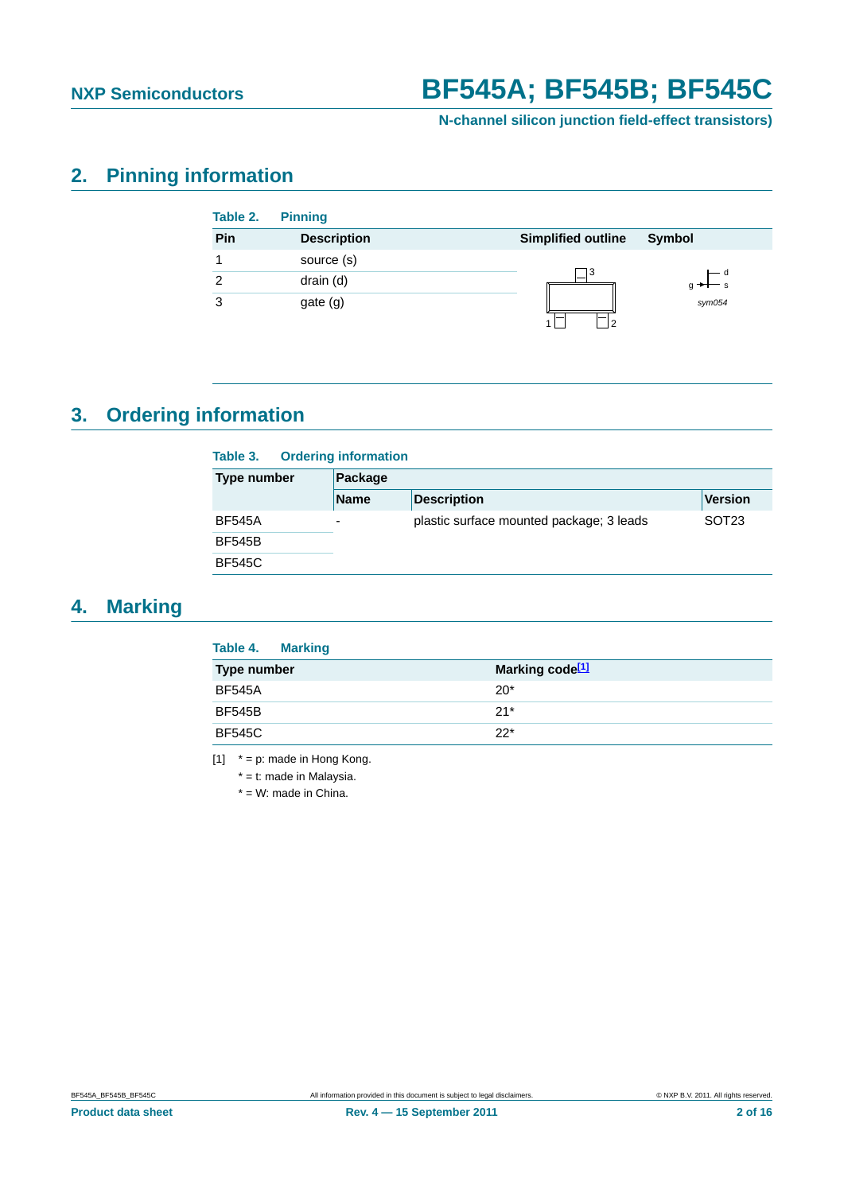## 2. Pinning information

**Table 2. Pinning**

| Pin | Description | Simplified outline | Symbol |
|---|---|---|---|
| 1 | source (s) | | |
| 2 | drain (d) | | |
| 3 | gate (g) | | |

3

1 2

d
g
s
sym054

## 3. Ordering information

**Table 3. Ordering information**

| Type number | Package | | |
|---|---|---|---|
| | Name | Description | Version |
| BF545A | - | plastic surface mounted package; 3 leads | SOT23 |
| BF545B | | | |
| BF545C | | | |

## 4. Marking

**Table 4. Marking**

| Type number | Marking code[1] |
|---|---|
| BF545A | 20* |
| BF545B | 21* |
| BF545C | 22* |

[1] * = p: made in Hong Kong.
* = t: made in Malaysia.
* = W: made in China.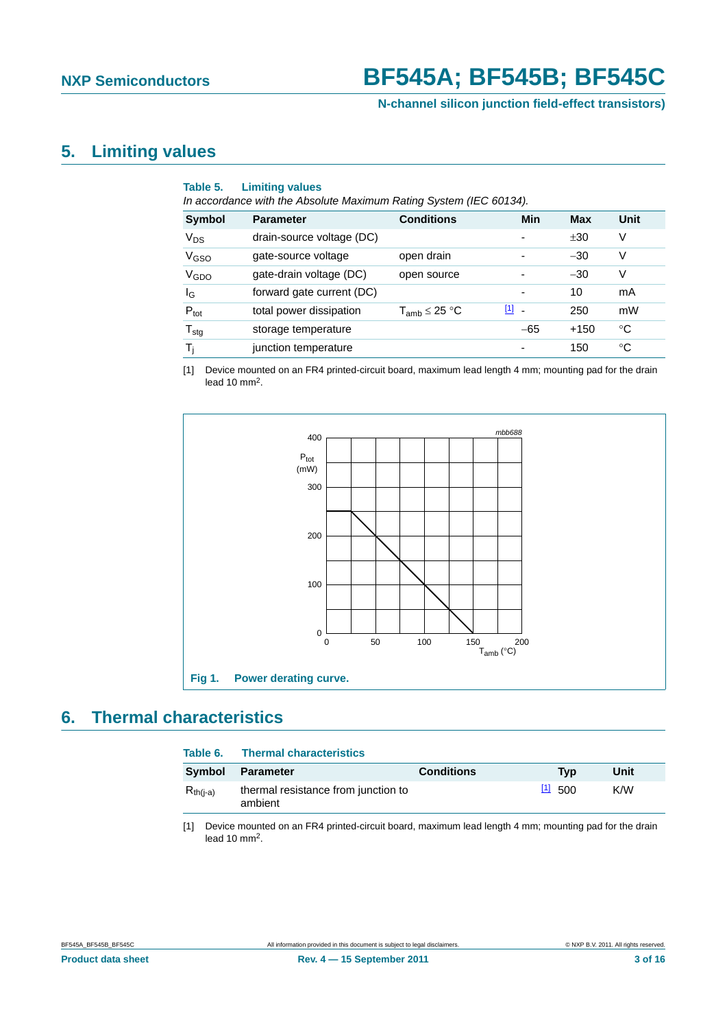## 5. Limiting values

**Table 5. Limiting values**

*In accordance with the Absolute Maximum Rating System (IEC 60134).*

| Symbol | Parameter | Conditions | | Min | Max | Unit |
|---|---|---|---|---|---|---|
| $V_{DS}$ | drain-source voltage (DC) | | | - | ±30 | V |
| $V_{GSO}$ | gate-source voltage | open drain | | - | −30 | V |
| $V_{GDO}$ | gate-drain voltage (DC) | open source | | - | −30 | V |
| $I_G$ | forward gate current (DC) | | | - | 10 | mA |
| $P_{tot}$ | total power dissipation | $T_{amb} \leq 25$ °C | [1] | - | 250 | mW |
| $T_{stg}$ | storage temperature | | | −65 | +150 | °C |
| $T_j$ | junction temperature | | | - | 150 | °C |

[1] Device mounted on an FR4 printed-circuit board, maximum lead length 4 mm; mounting pad for the drain lead 10 mm$^2$.

mbb688

400

$P_{tot}$
(mW)

300

200

100

0

0 50 100 150 200

$T_{amb}$ (°C)

**Fig 1. Power derating curve.**

## 6. Thermal characteristics

**Table 6. Thermal characteristics**

| Symbol | Parameter | Conditions | | Typ | Unit |
|---|---|---|---|---|---|
| $R_{th(j-a)}$ | thermal resistance from junction to ambient | | [1] | 500 | K/W |

[1] Device mounted on an FR4 printed-circuit board, maximum lead length 4 mm; mounting pad for the drain lead 10 mm$^2$.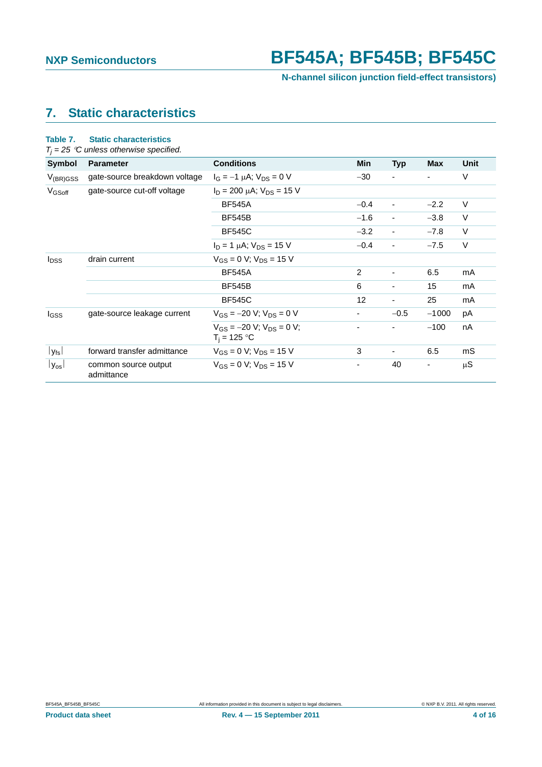## 7. Static characteristics

**Table 7. Static characteristics**

*$T_j$ = 25 °C unless otherwise specified.*

| Symbol | Parameter | Conditions | Min | Typ | Max | Unit |
|---|---|---|---|---|---|---|
| $V_{(BR)GSS}$ | gate-source breakdown voltage | $I_G$ = −1 μA; $V_{DS}$ = 0 V | −30 | - | - | V |
| $V_{GSoff}$ | gate-source cut-off voltage | $I_D$ = 200 μA; $V_{DS}$ = 15 V | | | | |
| | | BF545A | −0.4 | - | −2.2 | V |
| | | BF545B | −1.6 | - | −3.8 | V |
| | | BF545C | −3.2 | - | −7.8 | V |
| | | $I_D$ = 1 μA; $V_{DS}$ = 15 V | −0.4 | - | −7.5 | V |
| $I_{DSS}$ | drain current | $V_{GS}$ = 0 V; $V_{DS}$ = 15 V | | | | |
| | | BF545A | 2 | - | 6.5 | mA |
| | | BF545B | 6 | - | 15 | mA |
| | | BF545C | 12 | - | 25 | mA |
| $I_{GSS}$ | gate-source leakage current | $V_{GS}$ = −20 V; $V_{DS}$ = 0 V | - | −0.5 | −1000 | pA |
| | | $V_{GS}$ = −20 V; $V_{DS}$ = 0 V; $T_j$ = 125 °C | - | - | −100 | nA |
| $\lvert y_{fs} \rvert$ | forward transfer admittance | $V_{GS}$ = 0 V; $V_{DS}$ = 15 V | 3 | - | 6.5 | mS |
| $\lvert y_{os} \rvert$ | common source output admittance | $V_{GS}$ = 0 V; $V_{DS}$ = 15 V | - | 40 | - | μS |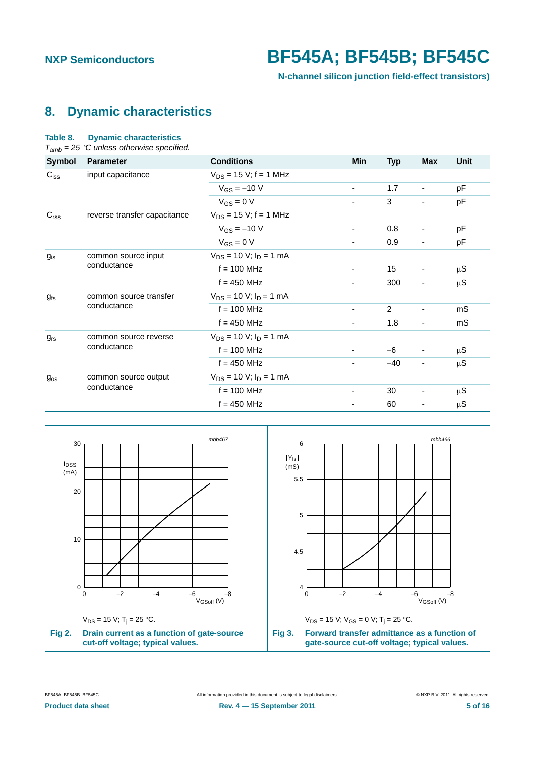## 8. Dynamic characteristics

**Table 8. Dynamic characteristics**

*$T_{amb}$ = 25 °C unless otherwise specified.*

| Symbol | Parameter | Conditions | Min | Typ | Max | Unit |
|---|---|---|---|---|---|---|
| $C_{iss}$ | input capacitance | $V_{DS}$ = 15 V; f = 1 MHz | | | | |
| | | $V_{GS}$ = −10 V | - | 1.7 | - | pF |
| | | $V_{GS}$ = 0 V | - | 3 | - | pF |
| $C_{rss}$ | reverse transfer capacitance | $V_{DS}$ = 15 V; f = 1 MHz | | | | |
| | | $V_{GS}$ = −10 V | - | 0.8 | - | pF |
| | | $V_{GS}$ = 0 V | - | 0.9 | - | pF |
| $g_{is}$ | common source input conductance | $V_{DS}$ = 10 V; $I_D$ = 1 mA | | | | |
| | | f = 100 MHz | - | 15 | - | μS |
| | | f = 450 MHz | - | 300 | - | μS |
| $g_{fs}$ | common source transfer conductance | $V_{DS}$ = 10 V; $I_D$ = 1 mA | | | | |
| | | f = 100 MHz | - | 2 | - | mS |
| | | f = 450 MHz | - | 1.8 | - | mS |
| $g_{rs}$ | common source reverse conductance | $V_{DS}$ = 10 V; $I_D$ = 1 mA | | | | |
| | | f = 100 MHz | - | −6 | - | μS |
| | | f = 450 MHz | - | −40 | - | μS |
| $g_{os}$ | common source output conductance | $V_{DS}$ = 10 V; $I_D$ = 1 mA | | | | |
| | | f = 100 MHz | - | 30 | - | μS |
| | | f = 450 MHz | - | 60 | - | μS |

mbb467

$I_{DSS}$ (mA)

30
20
10
0

0
−2
−4
−6
−8

$V_{GSoff}$ (V)

$V_{DS}$ = 15 V; $T_j$ = 25 °C.

**Fig 2. Drain current as a function of gate-source cut-off voltage; typical values.**

mbb466

$|Y_{fs}|$ (mS)

6
5.5
5
4.5
4

0
−2
−4
−6
−8

$V_{GSoff}$ (V)

$V_{DS}$ = 15 V; $V_{GS}$ = 0 V; $T_j$ = 25 °C.

**Fig 3. Forward transfer admittance as a function of gate-source cut-off voltage; typical values.**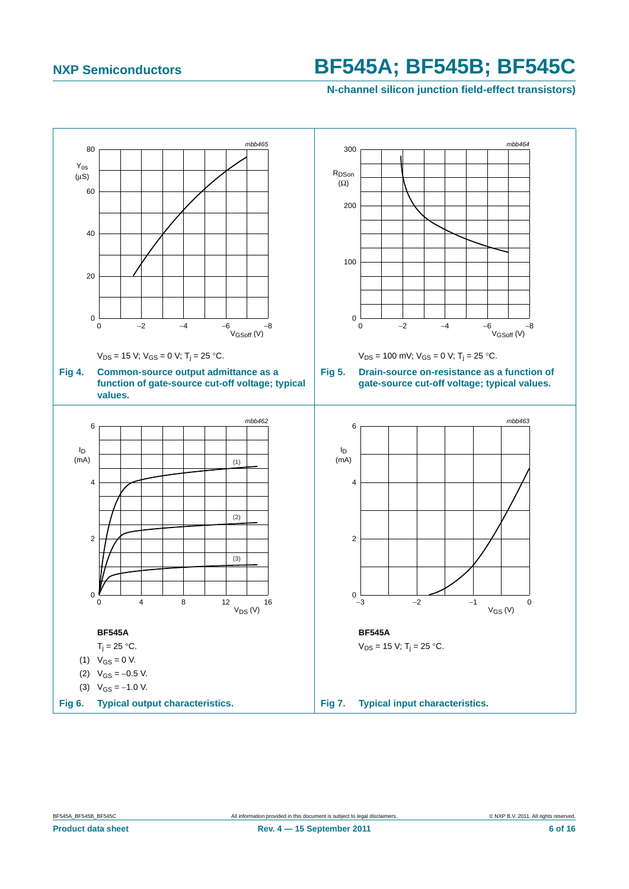mbb465

80

$Y_{os}$ (µS)

60

40

20

0

0 −2 −4 −6 −8

$V_{GSoff}$ (V)

$V_{DS}$ = 15 V; $V_{GS}$ = 0 V; $T_j$ = 25 °C.

**Fig 4. Common-source output admittance as a function of gate-source cut-off voltage; typical values.**

mbb464

300

$R_{DSon}$ (Ω)

200

100

0

0 −2 −4 −6 −8

$V_{GSoff}$ (V)

$V_{DS}$ = 100 mV; $V_{GS}$ = 0 V; $T_j$ = 25 °C.

**Fig 5. Drain-source on-resistance as a function of gate-source cut-off voltage; typical values.**

mbb462

6

$I_D$ (mA)

(1)

4

(2)

2

(3)

0

0 4 8 12 16

$V_{DS}$ (V)

**BF545A**

$T_j$ = 25 °C.

(1) $V_{GS}$ = 0 V.

(2) $V_{GS}$ = −0.5 V.

(3) $V_{GS}$ = −1.0 V.

**Fig 6. Typical output characteristics.**

mbb463

6

$I_D$ (mA)

4

2

0

−3 −2 −1 0

$V_{GS}$ (V)

**BF545A**

$V_{DS}$ = 15 V; $T_j$ = 25 °C.

**Fig 7. Typical input characteristics.**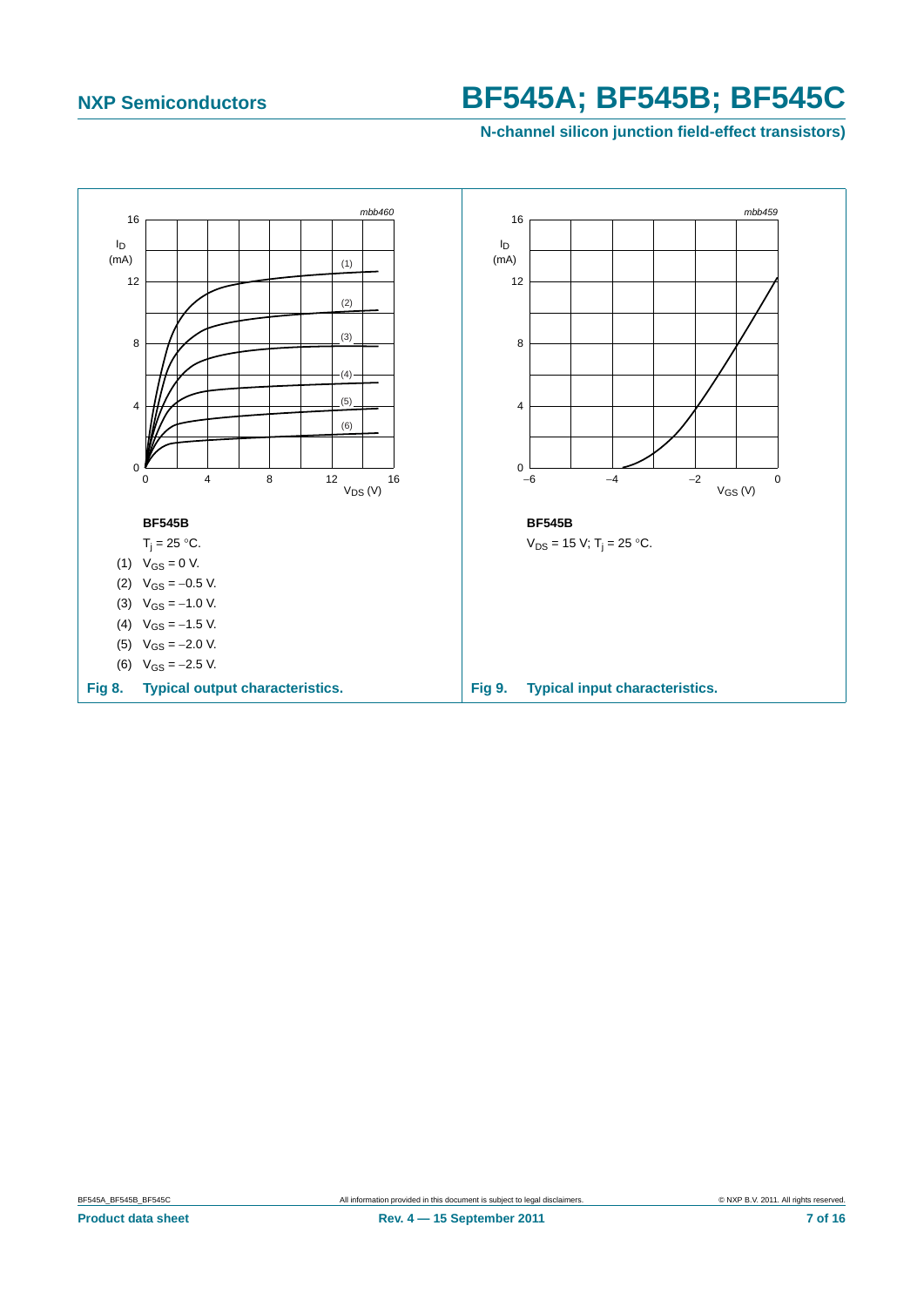mbb460

16

$I_D$
(mA)

12

8

4

0

0 4 8 12 16

$V_{DS}$ (V)

(1)

(2)

(3)

(4)

(5)

(6)

**BF545B**

$T_j = 25\ °C$.

(1) $V_{GS} = 0$ V.

(2) $V_{GS} = -0.5$ V.

(3) $V_{GS} = -1.0$ V.

(4) $V_{GS} = -1.5$ V.

(5) $V_{GS} = -2.0$ V.

(6) $V_{GS} = -2.5$ V.

**Fig 8. Typical output characteristics.**

mbb459

16

$I_D$
(mA)

12

8

4

0

−6 −4 −2 0

$V_{GS}$ (V)

**BF545B**

$V_{DS} = 15$ V; $T_j = 25\ °C$.

**Fig 9. Typical input characteristics.**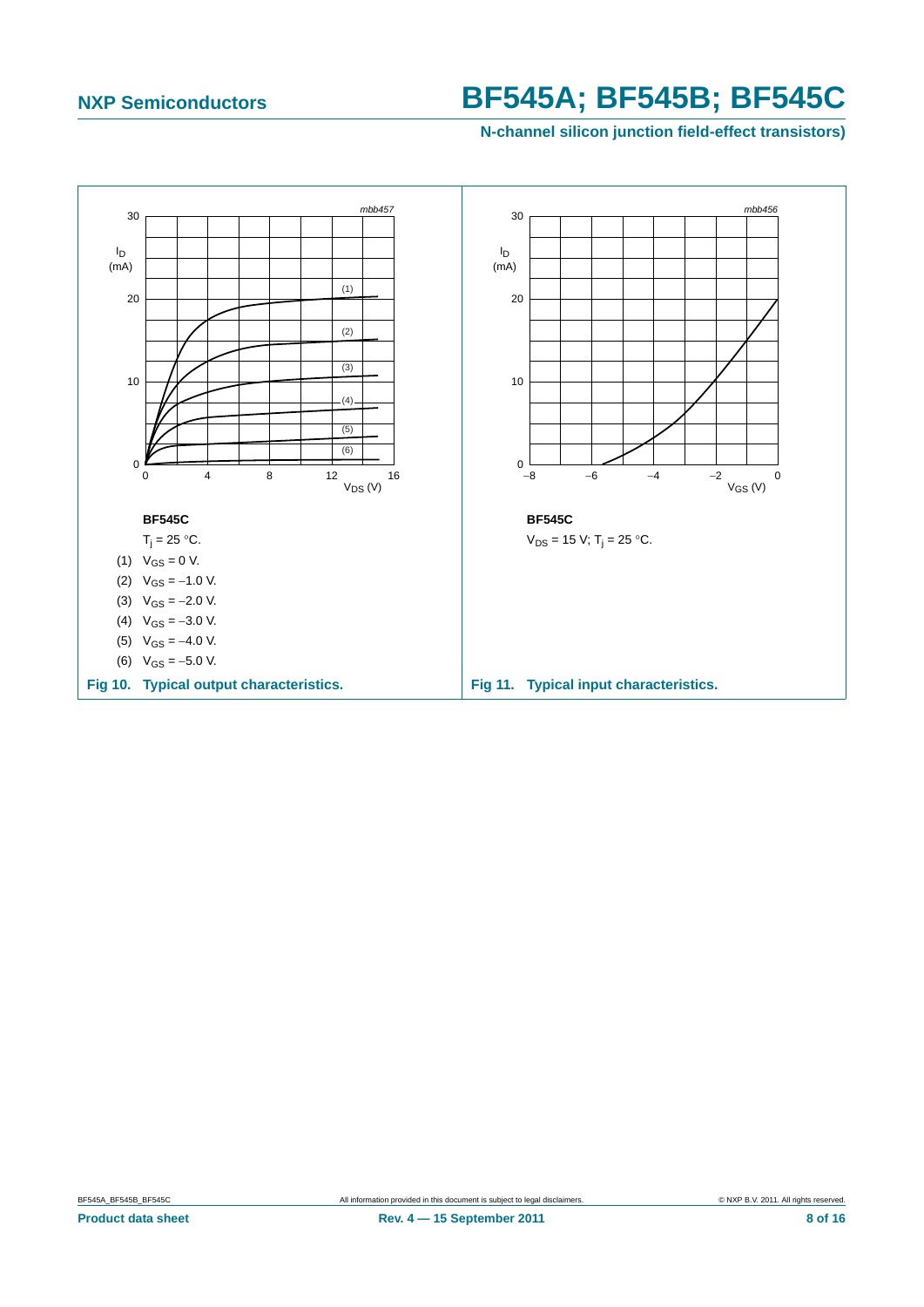BF545C

$T_j = 25$ °C.

(1) $V_{GS} = 0$ V.

(2) $V_{GS} = -1.0$ V.

(3) $V_{GS} = -2.0$ V.

(4) $V_{GS} = -3.0$ V.

(5) $V_{GS} = -4.0$ V.

(6) $V_{GS} = -5.0$ V.

**Fig 10. Typical output characteristics.**

BF545C

$V_{DS} = 15$ V; $T_j = 25$ °C.

**Fig 11. Typical input characteristics.**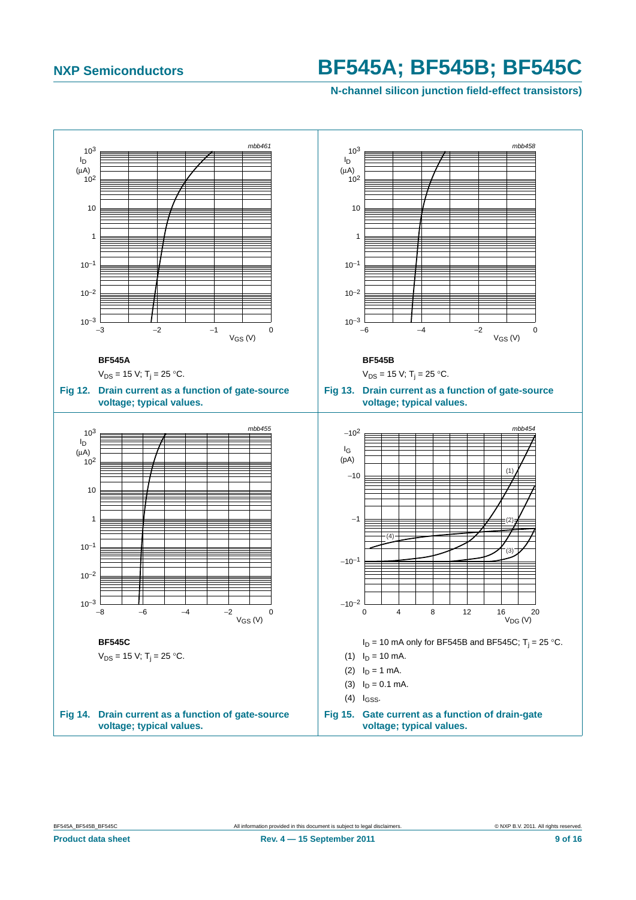**BF545A**

$V_{DS}$ = 15 V; $T_j$ = 25 °C.

**Fig 12. Drain current as a function of gate-source voltage; typical values.**

**BF545B**

$V_{DS}$ = 15 V; $T_j$ = 25 °C.

**Fig 13. Drain current as a function of gate-source voltage; typical values.**

**BF545C**

$V_{DS}$ = 15 V; $T_j$ = 25 °C.

**Fig 14. Drain current as a function of gate-source voltage; typical values.**

$I_D$ = 10 mA only for BF545B and BF545C; $T_j$ = 25 °C.

(1) $I_D$ = 10 mA.

(2) $I_D$ = 1 mA.

(3) $I_D$ = 0.1 mA.

(4) $I_{GSS}$.

**Fig 15. Gate current as a function of drain-gate voltage; typical values.**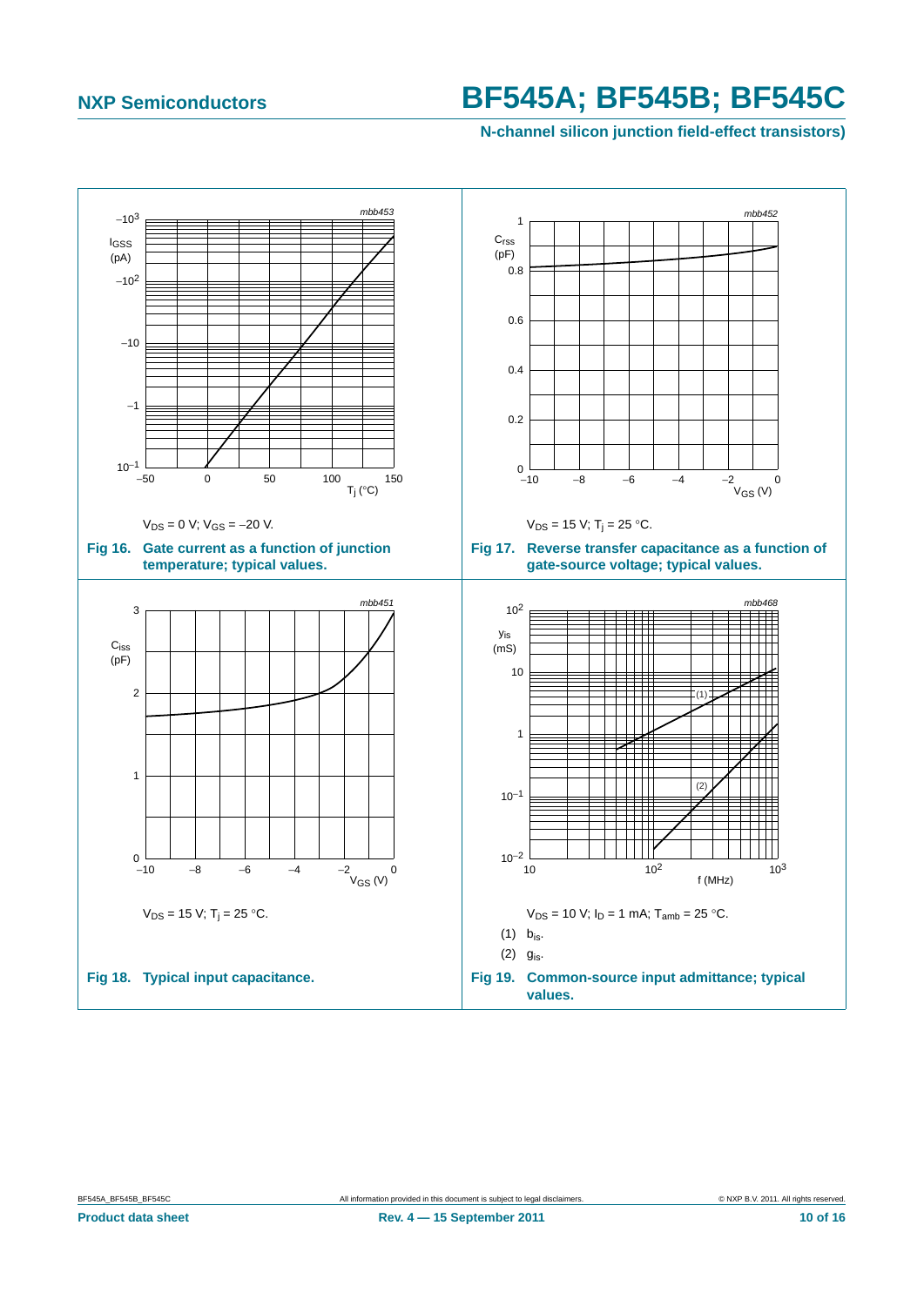mbb453

$-10^3$

$I_{GSS}$ (pA)

$-10^2$

$-10$

$-1$

$10^{-1}$

−50 0 50 100 150

$T_j$ (°C)

$V_{DS}$ = 0 V; $V_{GS}$ = −20 V.

**Fig 16. Gate current as a function of junction temperature; typical values.**

mbb452

1

$C_{rss}$ (pF)

0.8

0.6

0.4

0.2

0

−10 −8 −6 −4 −2 0

$V_{GS}$ (V)

$V_{DS}$ = 15 V; $T_j$ = 25 °C.

**Fig 17. Reverse transfer capacitance as a function of gate-source voltage; typical values.**

mbb451

3

$C_{iss}$ (pF)

2

1

0

−10 −8 −6 −4 −2 0

$V_{GS}$ (V)

$V_{DS}$ = 15 V; $T_j$ = 25 °C.

**Fig 18. Typical input capacitance.**

mbb468

$10^2$

$y_{is}$ (mS)

10

1

$10^{-1}$

$10^{-2}$

10 $10^2$ $10^3$

f (MHz)

(1)

(2)

$V_{DS}$ = 10 V; $I_D$ = 1 mA; $T_{amb}$ = 25 °C.

(1) $b_{is}$.

(2) $g_{is}$.

**Fig 19. Common-source input admittance; typical values.**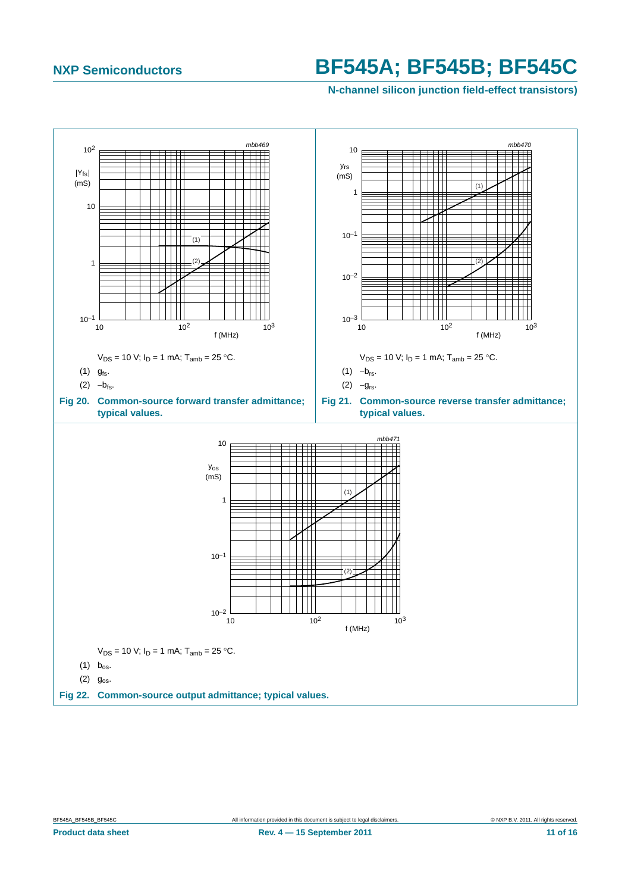$V_{DS}$ = 10 V; $I_D$ = 1 mA; $T_{amb}$ = 25 °C.

(1) $g_{fs}$.

(2) $-b_{fs}$.

**Fig 20. Common-source forward transfer admittance; typical values.**

$V_{DS}$ = 10 V; $I_D$ = 1 mA; $T_{amb}$ = 25 °C.

(1) $-b_{rs}$.

(2) $-g_{rs}$.

**Fig 21. Common-source reverse transfer admittance; typical values.**

$V_{DS}$ = 10 V; $I_D$ = 1 mA; $T_{amb}$ = 25 °C.

(1) $b_{os}$.

(2) $g_{os}$.

**Fig 22. Common-source output admittance; typical values.**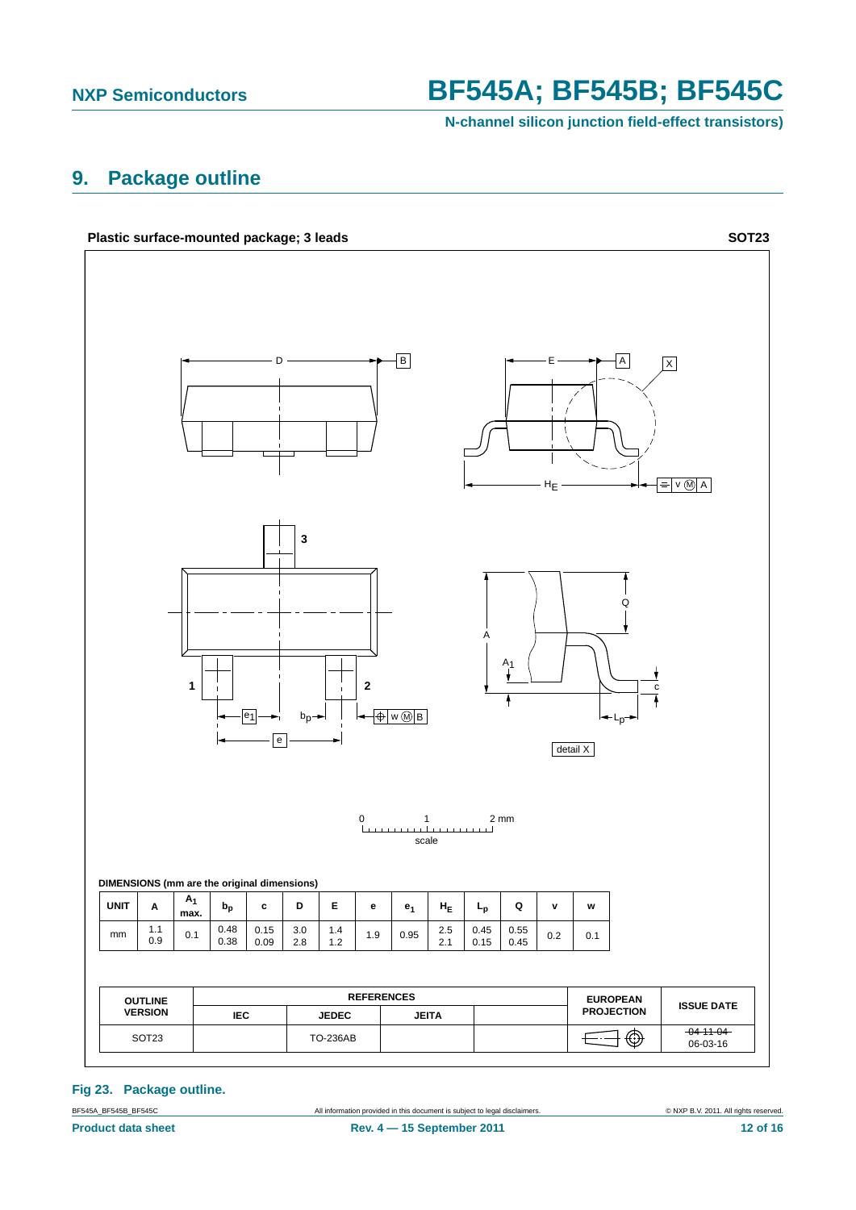## 9. Package outline

**Plastic surface-mounted package; 3 leads** **SOT23**

D
B
E
A
X
$H_E$
v M A
3
1
2
A
$A_1$
Q
c
$L_p$
$e_1$
$b_p$
w M B
e
detail X

0 1 2 mm
scale

**DIMENSIONS (mm are the original dimensions)**

| UNIT | A | $A_1$ max. | $b_p$ | c | D | E | e | $e_1$ | $H_E$ | $L_p$ | Q | v | w |
|---|---|---|---|---|---|---|---|---|---|---|---|---|---|
| mm | 1.1<br>0.9 | 0.1 | 0.48<br>0.38 | 0.15<br>0.09 | 3.0<br>2.8 | 1.4<br>1.2 | 1.9 | 0.95 | 2.5<br>2.1 | 0.45<br>0.15 | 0.55<br>0.45 | 0.2 | 0.1 |

| OUTLINE VERSION | REFERENCES | | | | EUROPEAN PROJECTION | ISSUE DATE |
|---|---|---|---|---|---|---|
| | IEC | JEDEC | JEITA | | | |
| SOT23 | | TO-236AB | | | | ~~04-11-04~~<br>06-03-16 |

**Fig 23. Package outline.**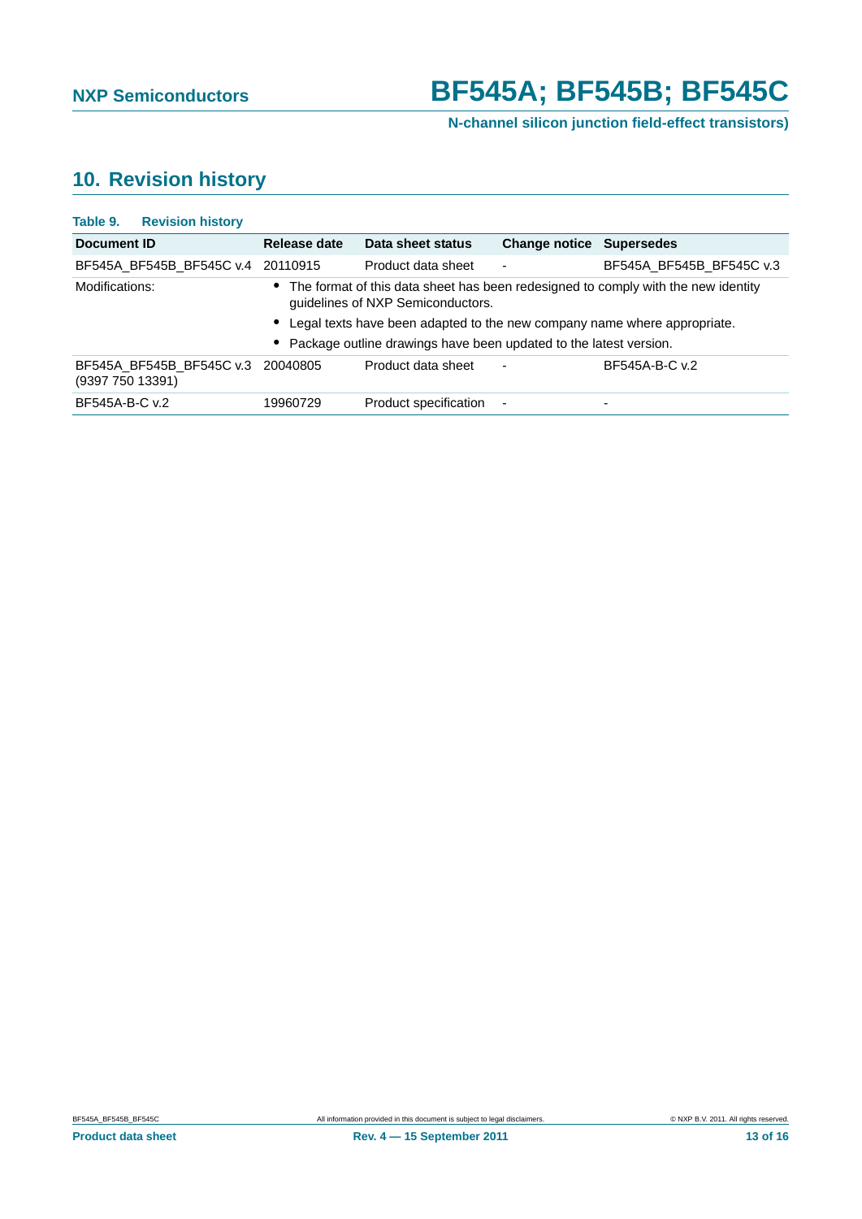## 10. Revision history

**Table 9. Revision history**

| Document ID | Release date | Data sheet status | Change notice | Supersedes |
|---|---|---|---|---|
| BF545A_BF545B_BF545C v.4 | 20110915 | Product data sheet | - | BF545A_BF545B_BF545C v.3 |
| Modifications: | • The format of this data sheet has been redesigned to comply with the new identity guidelines of NXP Semiconductors. • Legal texts have been adapted to the new company name where appropriate. • Package outline drawings have been updated to the latest version. | | | |
| BF545A_BF545B_BF545C v.3 (9397 750 13391) | 20040805 | Product data sheet | - | BF545A-B-C v.2 |
| BF545A-B-C v.2 | 19960729 | Product specification | - | - |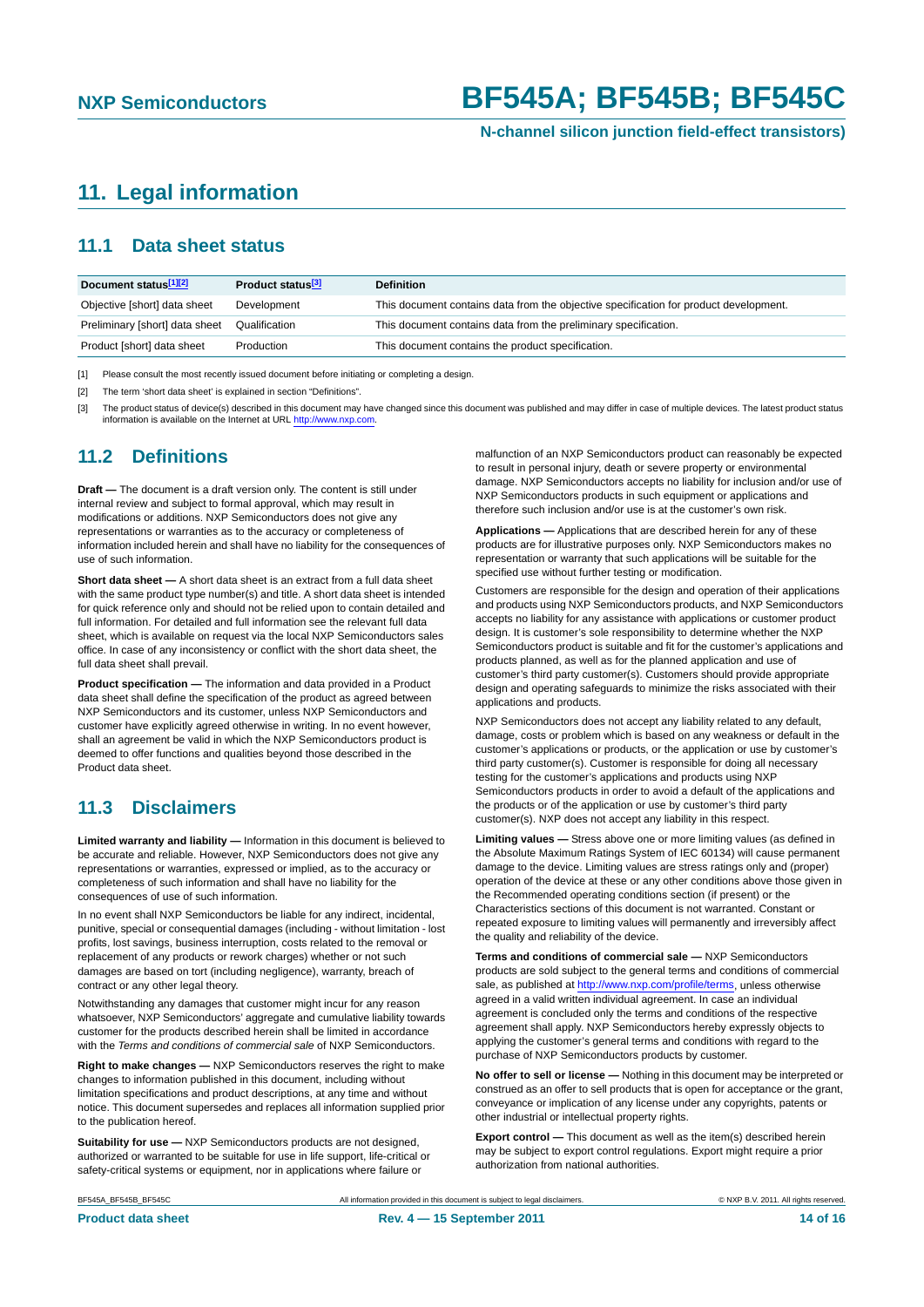## 11. Legal information

### 11.1 Data sheet status

| Document status[1][2] | Product status[3] | Definition |
|---|---|---|
| Objective [short] data sheet | Development | This document contains data from the objective specification for product development. |
| Preliminary [short] data sheet | Qualification | This document contains data from the preliminary specification. |
| Product [short] data sheet | Production | This document contains the product specification. |

[1] Please consult the most recently issued document before initiating or completing a design.

[2] The term 'short data sheet' is explained in section "Definitions".

[3] The product status of device(s) described in this document may have changed since this document was published and may differ in case of multiple devices. The latest product status information is available on the Internet at URL http://www.nxp.com.

### 11.2 Definitions

**Draft —** The document is a draft version only. The content is still under internal review and subject to formal approval, which may result in modifications or additions. NXP Semiconductors does not give any representations or warranties as to the accuracy or completeness of information included herein and shall have no liability for the consequences of use of such information.

**Short data sheet —** A short data sheet is an extract from a full data sheet with the same product type number(s) and title. A short data sheet is intended for quick reference only and should not be relied upon to contain detailed and full information. For detailed and full information see the relevant full data sheet, which is available on request via the local NXP Semiconductors sales office. In case of any inconsistency or conflict with the short data sheet, the full data sheet shall prevail.

**Product specification —** The information and data provided in a Product data sheet shall define the specification of the product as agreed between NXP Semiconductors and its customer, unless NXP Semiconductors and customer have explicitly agreed otherwise in writing. In no event however, shall an agreement be valid in which the NXP Semiconductors product is deemed to offer functions and qualities beyond those described in the Product data sheet.

### 11.3 Disclaimers

**Limited warranty and liability —** Information in this document is believed to be accurate and reliable. However, NXP Semiconductors does not give any representations or warranties, expressed or implied, as to the accuracy or completeness of such information and shall have no liability for the consequences of use of such information.

In no event shall NXP Semiconductors be liable for any indirect, incidental, punitive, special or consequential damages (including - without limitation - lost profits, lost savings, business interruption, costs related to the removal or replacement of any products or rework charges) whether or not such damages are based on tort (including negligence), warranty, breach of contract or any other legal theory.

Notwithstanding any damages that customer might incur for any reason whatsoever, NXP Semiconductors' aggregate and cumulative liability towards customer for the products described herein shall be limited in accordance with the *Terms and conditions of commercial sale* of NXP Semiconductors.

**Right to make changes —** NXP Semiconductors reserves the right to make changes to information published in this document, including without limitation specifications and product descriptions, at any time and without notice. This document supersedes and replaces all information supplied prior to the publication hereof.

**Suitability for use —** NXP Semiconductors products are not designed, authorized or warranted to be suitable for use in life support, life-critical or safety-critical systems or equipment, nor in applications where failure or malfunction of an NXP Semiconductors product can reasonably be expected to result in personal injury, death or severe property or environmental damage. NXP Semiconductors accepts no liability for inclusion and/or use of NXP Semiconductors products in such equipment or applications and therefore such inclusion and/or use is at the customer's own risk.

**Applications —** Applications that are described herein for any of these products are for illustrative purposes only. NXP Semiconductors makes no representation or warranty that such applications will be suitable for the specified use without further testing or modification.

Customers are responsible for the design and operation of their applications and products using NXP Semiconductors products, and NXP Semiconductors accepts no liability for any assistance with applications or customer product design. It is customer's sole responsibility to determine whether the NXP Semiconductors product is suitable and fit for the customer's applications and products planned, as well as for the planned application and use of customer's third party customer(s). Customers should provide appropriate design and operating safeguards to minimize the risks associated with their applications and products.

NXP Semiconductors does not accept any liability related to any default, damage, costs or problem which is based on any weakness or default in the customer's applications or products, or the application or use by customer's third party customer(s). Customer is responsible for doing all necessary testing for the customer's applications and products using NXP Semiconductors products in order to avoid a default of the applications and the products or of the application or use by customer's third party customer(s). NXP does not accept any liability in this respect.

**Limiting values —** Stress above one or more limiting values (as defined in the Absolute Maximum Ratings System of IEC 60134) will cause permanent damage to the device. Limiting values are stress ratings only and (proper) operation of the device at these or any other conditions above those given in the Recommended operating conditions section (if present) or the Characteristics sections of this document is not warranted. Constant or repeated exposure to limiting values will permanently and irreversibly affect the quality and reliability of the device.

**Terms and conditions of commercial sale —** NXP Semiconductors products are sold subject to the general terms and conditions of commercial sale, as published at http://www.nxp.com/profile/terms, unless otherwise agreed in a valid written individual agreement. In case an individual agreement is concluded only the terms and conditions of the respective agreement shall apply. NXP Semiconductors hereby expressly objects to applying the customer's general terms and conditions with regard to the purchase of NXP Semiconductors products by customer.

**No offer to sell or license —** Nothing in this document may be interpreted or construed as an offer to sell products that is open for acceptance or the grant, conveyance or implication of any license under any copyrights, patents or other industrial or intellectual property rights.

**Export control —** This document as well as the item(s) described herein may be subject to export control regulations. Export might require a prior authorization from national authorities.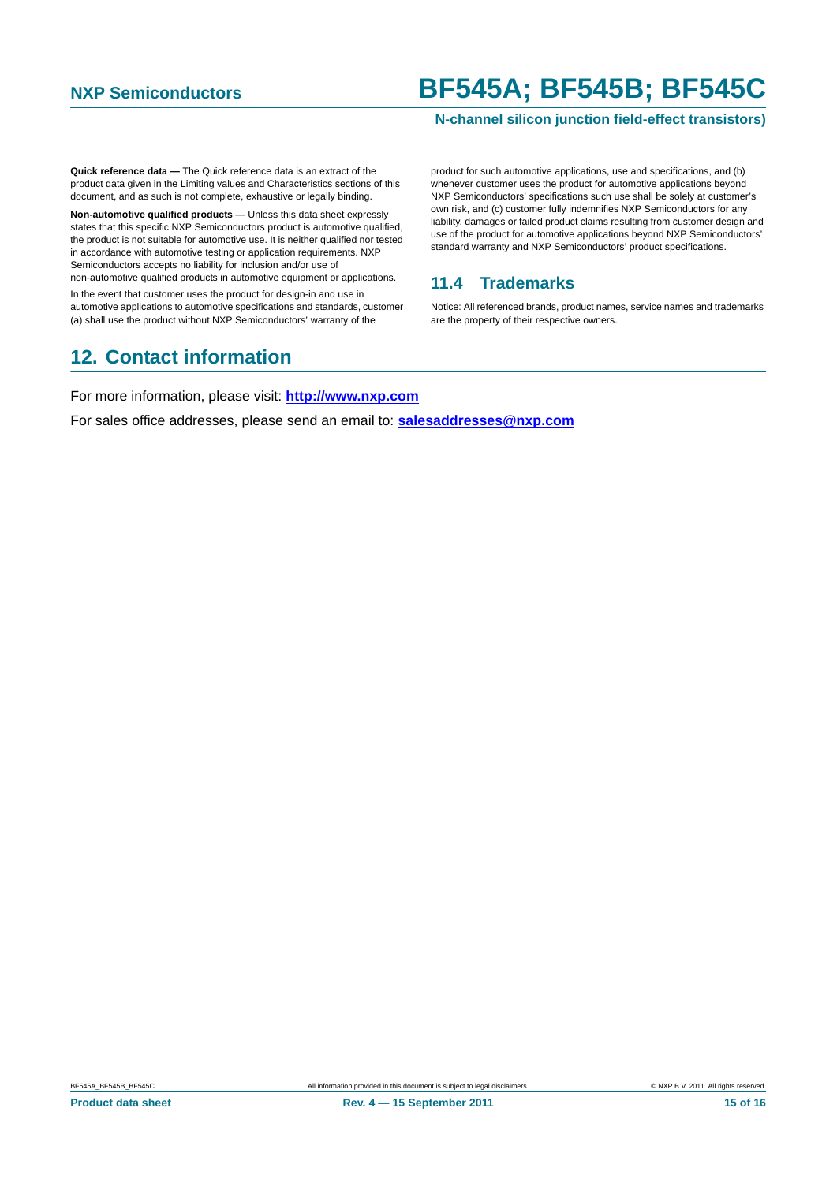**Quick reference data —** The Quick reference data is an extract of the product data given in the Limiting values and Characteristics sections of this document, and as such is not complete, exhaustive or legally binding.

**Non-automotive qualified products —** Unless this data sheet expressly states that this specific NXP Semiconductors product is automotive qualified, the product is not suitable for automotive use. It is neither qualified nor tested in accordance with automotive testing or application requirements. NXP Semiconductors accepts no liability for inclusion and/or use of non-automotive qualified products in automotive equipment or applications.

In the event that customer uses the product for design-in and use in automotive applications to automotive specifications and standards, customer (a) shall use the product without NXP Semiconductors' warranty of the product for such automotive applications, use and specifications, and (b) whenever customer uses the product for automotive applications beyond NXP Semiconductors' specifications such use shall be solely at customer's own risk, and (c) customer fully indemnifies NXP Semiconductors for any liability, damages or failed product claims resulting from customer design and use of the product for automotive applications beyond NXP Semiconductors' standard warranty and NXP Semiconductors' product specifications.

### 11.4 Trademarks

Notice: All referenced brands, product names, service names and trademarks are the property of their respective owners.

## 12. Contact information

For more information, please visit: **http://www.nxp.com**

For sales office addresses, please send an email to: **salesaddresses@nxp.com**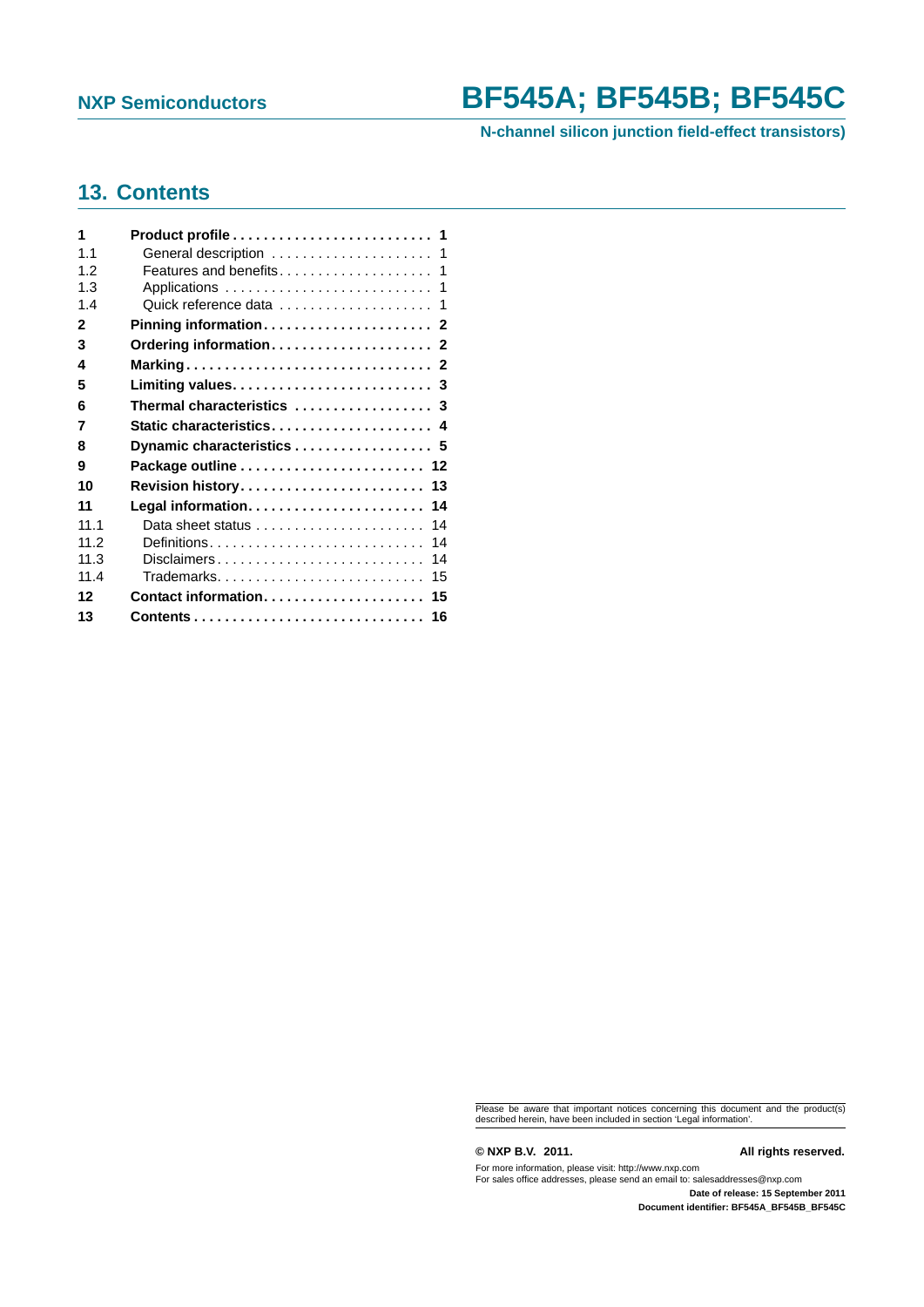## 13. Contents

| | | |
|---|---|---|
| **1** | **Product profile** | **1** |
| 1.1 | General description | 1 |
| 1.2 | Features and benefits | 1 |
| 1.3 | Applications | 1 |
| 1.4 | Quick reference data | 1 |
| **2** | **Pinning information** | **2** |
| **3** | **Ordering information** | **2** |
| **4** | **Marking** | **2** |
| **5** | **Limiting values** | **3** |
| **6** | **Thermal characteristics** | **3** |
| **7** | **Static characteristics** | **4** |
| **8** | **Dynamic characteristics** | **5** |
| **9** | **Package outline** | **12** |
| **10** | **Revision history** | **13** |
| **11** | **Legal information** | **14** |
| 11.1 | Data sheet status | 14 |
| 11.2 | Definitions | 14 |
| 11.3 | Disclaimers | 14 |
| 11.4 | Trademarks | 15 |
| **12** | **Contact information** | **15** |
| **13** | **Contents** | **16** |

Please be aware that important notices concerning this document and the product(s) described herein, have been included in section 'Legal information'.

**© NXP B.V. 2011.** **All rights reserved.**

For more information, please visit: http://www.nxp.com
For sales office addresses, please send an email to: salesaddresses@nxp.com

**Date of release: 15 September 2011**

**Document identifier: BF545A_BF545B_BF545C**